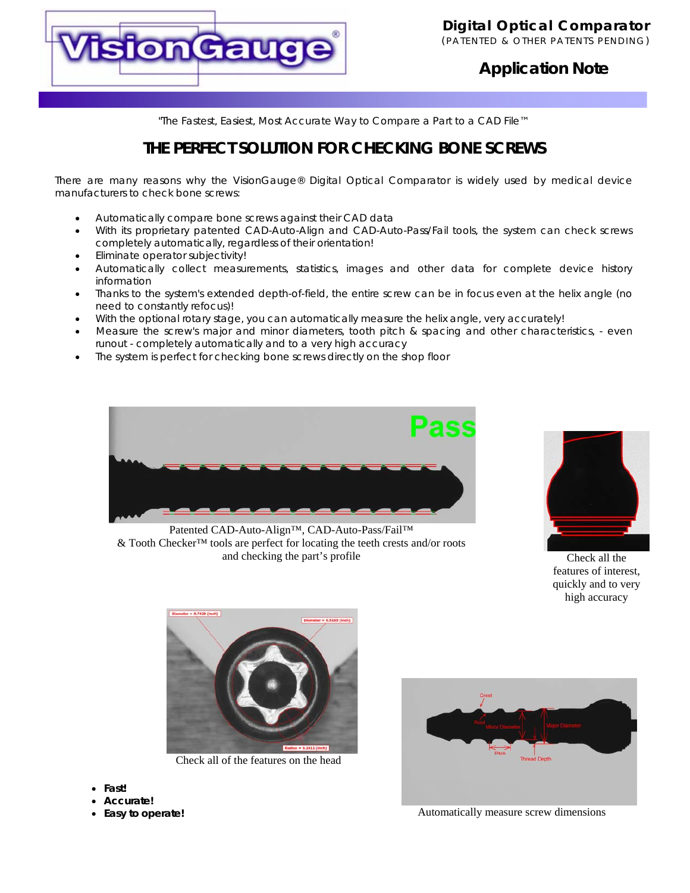# Digital Optical Comparator

(PATENTED & OTHER PATENTS PENDING)

## Application Note

"The Fastest, Easiest, Most Accurate Way to Compare a Part to a CAD File™

## THE PERFECT SOLUTION FOR CHECKING BONE SCREWS

There are many reasons why the VisionGauge® Digital Optical Comparator is widely used by medical device manufacturers to check bone screws:

- Automatically compare bone screws against their CAD data
- With its proprietary patented CAD-Auto-Align and CAD-Auto-Pass/Fail tools, the system can check screws completely automatically, regardless of their orientation!
- Eliminate operator subjectivity!
- Automatically collect measurements, statistics, images and other data for complete device history information
- Thanks to the system's extended depth-of-field, the entire screw can be in focus even at the helix angle (no need to constantly refocus)!
- With the optional rotary stage, you can automatically measure the helix angle, very accurately!
- Measure the screw's major and minor diameters, tooth pitch & spacing and other characteristics, - even runout - completely automatically and to a very high accuracy
- The system is perfect for checking bone screws directly on the shop floor

Patented CAD-Auto-Align™, CAD-Auto-Pass/Fail™ & Tooth Checker™ tools are perfect for locating the teeth crests and/or roots and checking the part's profile

Check all the features of interest, quickly and to very high accuracy

Check all of the features on the head

Automatically measure screw dimensions

- **Fast!**
- **Accurate!**
- **Easy to operate!**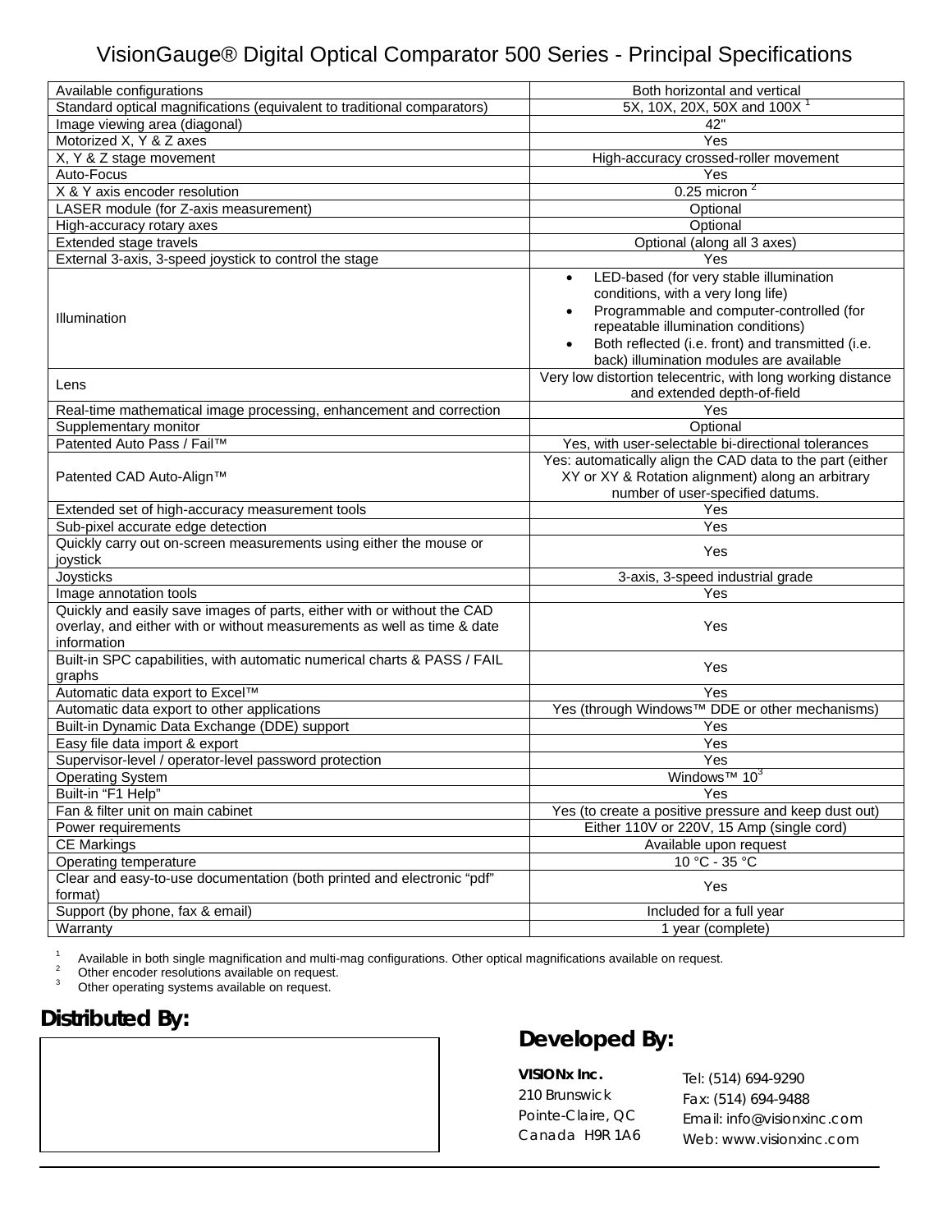# VisionGauge® Digital Optical Comparator 500 Series - Principal Specifications

| | |
|---|---|
| Available configurations | Both horizontal and vertical |
| Standard optical magnifications (equivalent to traditional comparators) | 5X, 10X, 20X, 50X and 100X [1] |
| Image viewing area (diagonal) | 42" |
| Motorized X, Y & Z axes | Yes |
| X, Y & Z stage movement | High-accuracy crossed-roller movement |
| Auto-Focus | Yes |
| X & Y axis encoder resolution | 0.25 micron [2] |
| LASER module (for Z-axis measurement) | Optional |
| High-accuracy rotary axes | Optional |
| Extended stage travels | Optional (along all 3 axes) |
| External 3-axis, 3-speed joystick to control the stage | Yes |
| Illumination | • LED-based (for very stable illumination conditions, with a very long life)<br>• Programmable and computer-controlled (for repeatable illumination conditions)<br>• Both reflected (i.e. front) and transmitted (i.e. back) illumination modules are available |
| Lens | Very low distortion telecentric, with long working distance and extended depth-of-field |
| Real-time mathematical image processing, enhancement and correction | Yes |
| Supplementary monitor | Optional |
| Patented Auto Pass / Fail™ | Yes, with user-selectable bi-directional tolerances |
| Patented CAD Auto-Align™ | Yes: automatically align the CAD data to the part (either XY or XY & Rotation alignment) along an arbitrary number of user-specified datums. |
| Extended set of high-accuracy measurement tools | Yes |
| Sub-pixel accurate edge detection | Yes |
| Quickly carry out on-screen measurements using either the mouse or joystick | Yes |
| Joysticks | 3-axis, 3-speed industrial grade |
| Image annotation tools | Yes |
| Quickly and easily save images of parts, either with or without the CAD overlay, and either with or without measurements as well as time & date information | Yes |
| Built-in SPC capabilities, with automatic numerical charts & PASS / FAIL graphs | Yes |
| Automatic data export to Excel™ | Yes |
| Automatic data export to other applications | Yes (through Windows™ DDE or other mechanisms) |
| Built-in Dynamic Data Exchange (DDE) support | Yes |
| Easy file data import & export | Yes |
| Supervisor-level / operator-level password protection | Yes |
| Operating System | Windows™ 10[3] |
| Built-in "F1 Help" | Yes |
| Fan & filter unit on main cabinet | Yes (to create a positive pressure and keep dust out) |
| Power requirements | Either 110V or 220V, 15 Amp (single cord) |
| CE Markings | Available upon request |
| Operating temperature | 10 °C - 35 °C |
| Clear and easy-to-use documentation (both printed and electronic "pdf" format) | Yes |
| Support (by phone, fax & email) | Included for a full year |
| Warranty | 1 year (complete) |

[1] Available in both single magnification and multi-mag configurations. Other optical magnifications available on request.
[2] Other encoder resolutions available on request.
[3] Other operating systems available on request.

## Distributed By:

## Developed By:

**VISIONx Inc.**
210 Brunswick
Pointe-Claire, QC
Canada H9R 1A6

Tel: (514) 694-9290
Fax: (514) 694-9488
Email: info@visionxinc.com
Web: www.visionxinc.com